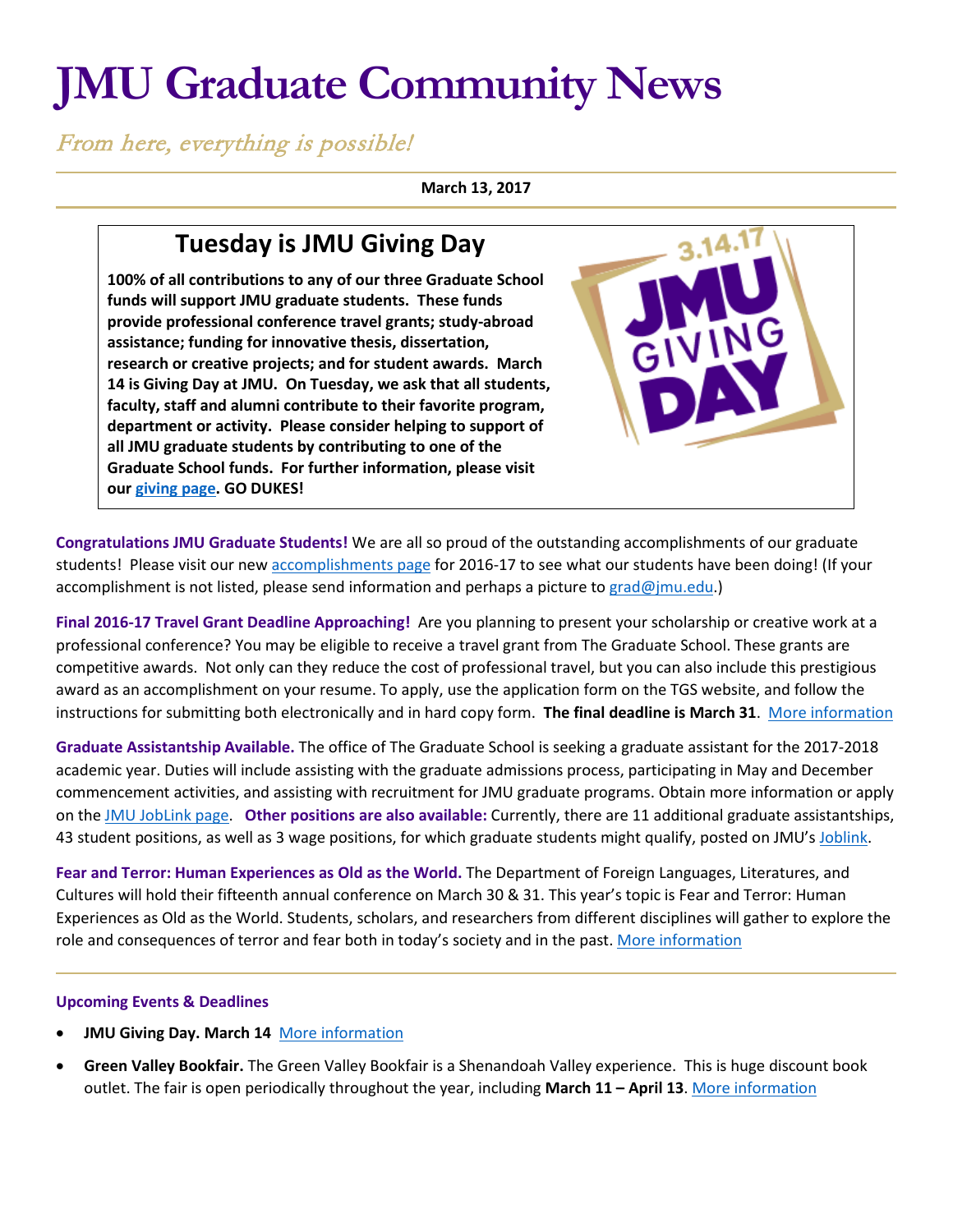# JMU Graduate Community News

*From here, everything is possible!*

**March 13, 2017**

## Tuesday is JMU Giving Day

**100% of all contributions to any of our three Graduate School funds will support JMU graduate students. These funds provide professional conference travel grants; study-abroad assistance; funding for innovative thesis, dissertation, research or creative projects; and for student awards. March 14 is Giving Day at JMU. On Tuesday, we ask that all students, faculty, staff and alumni contribute to their favorite program, department or activity. Please consider helping to support of all JMU graduate students by contributing to one of the Graduate School funds. For further information, please visit our giving page. GO DUKES!**

**Congratulations JMU Graduate Students!** We are all so proud of the outstanding accomplishments of our graduate students! Please visit our new accomplishments page for 2016-17 to see what our students have been doing! (If your accomplishment is not listed, please send information and perhaps a picture to grad@jmu.edu.)

**Final 2016-17 Travel Grant Deadline Approaching!** Are you planning to present your scholarship or creative work at a professional conference? You may be eligible to receive a travel grant from The Graduate School. These grants are competitive awards. Not only can they reduce the cost of professional travel, but you can also include this prestigious award as an accomplishment on your resume. To apply, use the application form on the TGS website, and follow the instructions for submitting both electronically and in hard copy form. **The final deadline is March 31**. More information

**Graduate Assistantship Available.** The office of The Graduate School is seeking a graduate assistant for the 2017-2018 academic year. Duties will include assisting with the graduate admissions process, participating in May and December commencement activities, and assisting with recruitment for JMU graduate programs. Obtain more information or apply on the JMU JobLink page. **Other positions are also available:** Currently, there are 11 additional graduate assistantships, 43 student positions, as well as 3 wage positions, for which graduate students might qualify, posted on JMU's Joblink.

**Fear and Terror: Human Experiences as Old as the World.** The Department of Foreign Languages, Literatures, and Cultures will hold their fifteenth annual conference on March 30 & 31. This year's topic is Fear and Terror: Human Experiences as Old as the World. Students, scholars, and researchers from different disciplines will gather to explore the role and consequences of terror and fear both in today's society and in the past. More information

### Upcoming Events & Deadlines

- **JMU Giving Day. March 14** More information
- **Green Valley Bookfair.** The Green Valley Bookfair is a Shenandoah Valley experience. This is huge discount book outlet. The fair is open periodically throughout the year, including **March 11 – April 13**. More information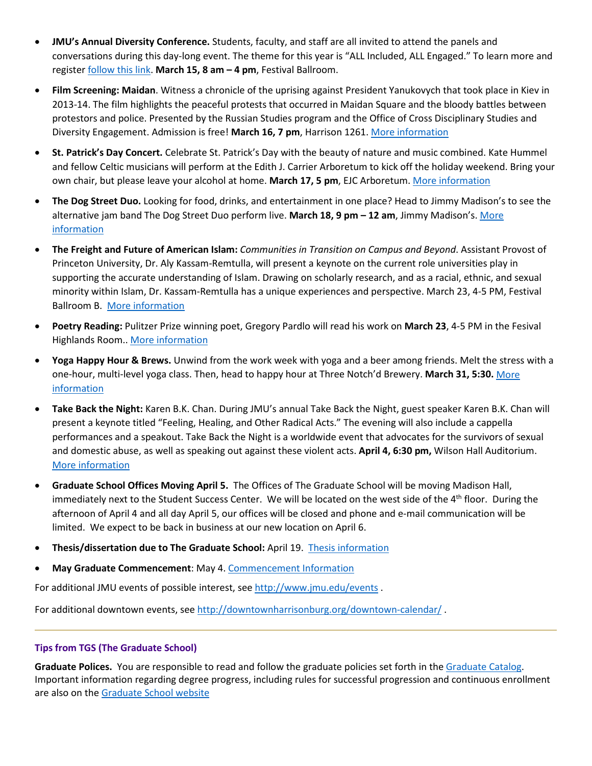- **JMU's Annual Diversity Conference.** Students, faculty, and staff are all invited to attend the panels and conversations during this day-long event. The theme for this year is "ALL Included, ALL Engaged." To learn more and register follow this link. **March 15, 8 am – 4 pm**, Festival Ballroom.
- **Film Screening: Maidan**. Witness a chronicle of the uprising against President Yanukovych that took place in Kiev in 2013-14. The film highlights the peaceful protests that occurred in Maidan Square and the bloody battles between protestors and police. Presented by the Russian Studies program and the Office of Cross Disciplinary Studies and Diversity Engagement. Admission is free! **March 16, 7 pm**, Harrison 1261. More information
- **St. Patrick's Day Concert.** Celebrate St. Patrick's Day with the beauty of nature and music combined. Kate Hummel and fellow Celtic musicians will perform at the Edith J. Carrier Arboretum to kick off the holiday weekend. Bring your own chair, but please leave your alcohol at home. **March 17, 5 pm**, EJC Arboretum. More information
- **The Dog Street Duo.** Looking for food, drinks, and entertainment in one place? Head to Jimmy Madison's to see the alternative jam band The Dog Street Duo perform live. **March 18, 9 pm – 12 am**, Jimmy Madison's. More information
- **The Freight and Future of American Islam:** *Communities in Transition on Campus and Beyond*. Assistant Provost of Princeton University, Dr. Aly Kassam-Remtulla, will present a keynote on the current role universities play in supporting the accurate understanding of Islam. Drawing on scholarly research, and as a racial, ethnic, and sexual minority within Islam, Dr. Kassam-Remtulla has a unique experiences and perspective. March 23, 4-5 PM, Festival Ballroom B. More information
- **Poetry Reading:** Pulitzer Prize winning poet, Gregory Pardlo will read his work on **March 23**, 4-5 PM in the Fesival Highlands Room.. More information
- **Yoga Happy Hour & Brews.** Unwind from the work week with yoga and a beer among friends. Melt the stress with a one-hour, multi-level yoga class. Then, head to happy hour at Three Notch'd Brewery. **March 31, 5:30.** More information
- **Take Back the Night:** Karen B.K. Chan. During JMU's annual Take Back the Night, guest speaker Karen B.K. Chan will present a keynote titled "Feeling, Healing, and Other Radical Acts." The evening will also include a cappella performances and a speakout. Take Back the Night is a worldwide event that advocates for the survivors of sexual and domestic abuse, as well as speaking out against these violent acts. **April 4, 6:30 pm,** Wilson Hall Auditorium. More information
- **Graduate School Offices Moving April 5.** The Offices of The Graduate School will be moving Madison Hall, immediately next to the Student Success Center. We will be located on the west side of the 4th floor. During the afternoon of April 4 and all day April 5, our offices will be closed and phone and e-mail communication will be limited. We expect to be back in business at our new location on April 6.
- **Thesis/dissertation due to The Graduate School:** April 19. Thesis information
- **May Graduate Commencement**: May 4. Commencement Information

For additional JMU events of possible interest, see http://www.jmu.edu/events .

For additional downtown events, see http://downtownharrisonburg.org/downtown-calendar/ .

---

### Tips from TGS (The Graduate School)

**Graduate Polices.** You are responsible to read and follow the graduate policies set forth in the Graduate Catalog. Important information regarding degree progress, including rules for successful progression and continuous enrollment are also on the Graduate School website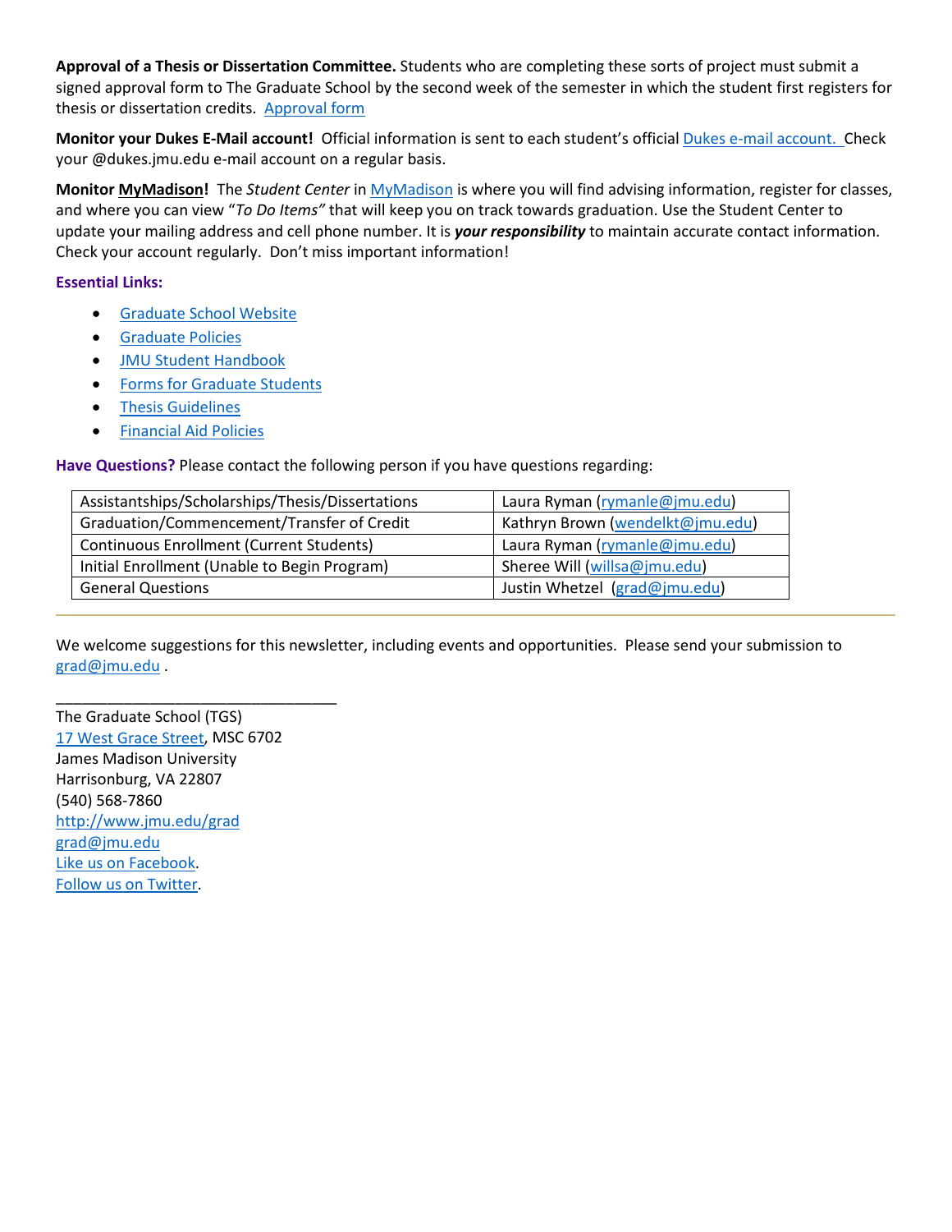**Approval of a Thesis or Dissertation Committee.** Students who are completing these sorts of project must submit a signed approval form to The Graduate School by the second week of the semester in which the student first registers for thesis or dissertation credits. Approval form

**Monitor your Dukes E-Mail account!** Official information is sent to each student's official Dukes e-mail account. Check your @dukes.jmu.edu e-mail account on a regular basis.

**Monitor MyMadison!** The *Student Center* in MyMadison is where you will find advising information, register for classes, and where you can view *"To Do Items"* that will keep you on track towards graduation. Use the Student Center to update your mailing address and cell phone number. It is ***your responsibility*** to maintain accurate contact information. Check your account regularly. Don't miss important information!

**Essential Links:**

- Graduate School Website
- Graduate Policies
- JMU Student Handbook
- Forms for Graduate Students
- Thesis Guidelines
- Financial Aid Policies

**Have Questions?** Please contact the following person if you have questions regarding:

| | |
|---|---|
| Assistantships/Scholarships/Thesis/Dissertations | Laura Ryman (rymanle@jmu.edu) |
| Graduation/Commencement/Transfer of Credit | Kathryn Brown (wendelkt@jmu.edu) |
| Continuous Enrollment (Current Students) | Laura Ryman (rymanle@jmu.edu) |
| Initial Enrollment (Unable to Begin Program) | Sheree Will (willsa@jmu.edu) |
| General Questions | Justin Whetzel (grad@jmu.edu) |

---

We welcome suggestions for this newsletter, including events and opportunities. Please send your submission to grad@jmu.edu .

The Graduate School (TGS)
17 West Grace Street, MSC 6702
James Madison University
Harrisonburg, VA 22807
(540) 568-7860
http://www.jmu.edu/grad
grad@jmu.edu
Like us on Facebook.
Follow us on Twitter.